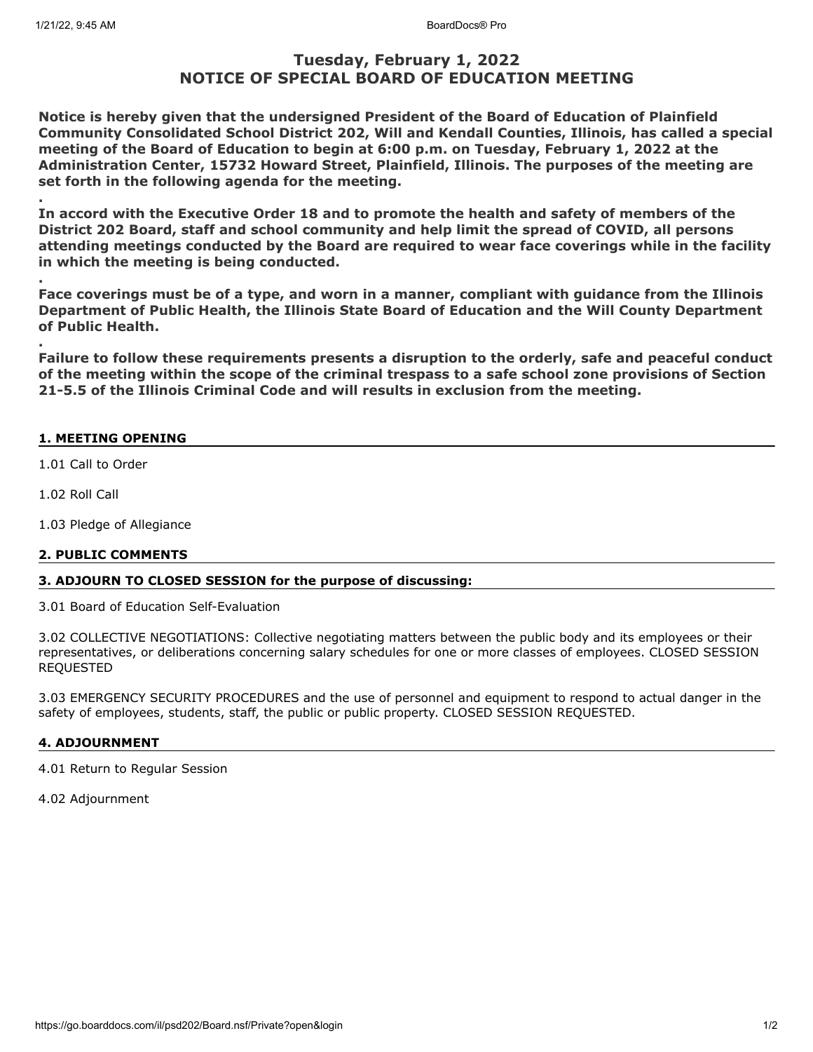# Tuesday, February 1, 2022
# NOTICE OF SPECIAL BOARD OF EDUCATION MEETING

**Notice is hereby given that the undersigned President of the Board of Education of Plainfield Community Consolidated School District 202, Will and Kendall Counties, Illinois, has called a special meeting of the Board of Education to begin at 6:00 p.m. on Tuesday, February 1, 2022 at the Administration Center, 15732 Howard Street, Plainfield, Illinois. The purposes of the meeting are set forth in the following agenda for the meeting.**

**.**

**In accord with the Executive Order 18 and to promote the health and safety of members of the District 202 Board, staff and school community and help limit the spread of COVID, all persons attending meetings conducted by the Board are required to wear face coverings while in the facility in which the meeting is being conducted.**

**.**

**Face coverings must be of a type, and worn in a manner, compliant with guidance from the Illinois Department of Public Health, the Illinois State Board of Education and the Will County Department of Public Health.**

**.**

**Failure to follow these requirements presents a disruption to the orderly, safe and peaceful conduct of the meeting within the scope of the criminal trespass to a safe school zone provisions of Section 21-5.5 of the Illinois Criminal Code and will results in exclusion from the meeting.**

## 1. MEETING OPENING

1.01 Call to Order

1.02 Roll Call

1.03 Pledge of Allegiance

## 2. PUBLIC COMMENTS

## 3. ADJOURN TO CLOSED SESSION for the purpose of discussing:

3.01 Board of Education Self-Evaluation

3.02 COLLECTIVE NEGOTIATIONS: Collective negotiating matters between the public body and its employees or their representatives, or deliberations concerning salary schedules for one or more classes of employees. CLOSED SESSION REQUESTED

3.03 EMERGENCY SECURITY PROCEDURES and the use of personnel and equipment to respond to actual danger in the safety of employees, students, staff, the public or public property. CLOSED SESSION REQUESTED.

## 4. ADJOURNMENT

4.01 Return to Regular Session

4.02 Adjournment